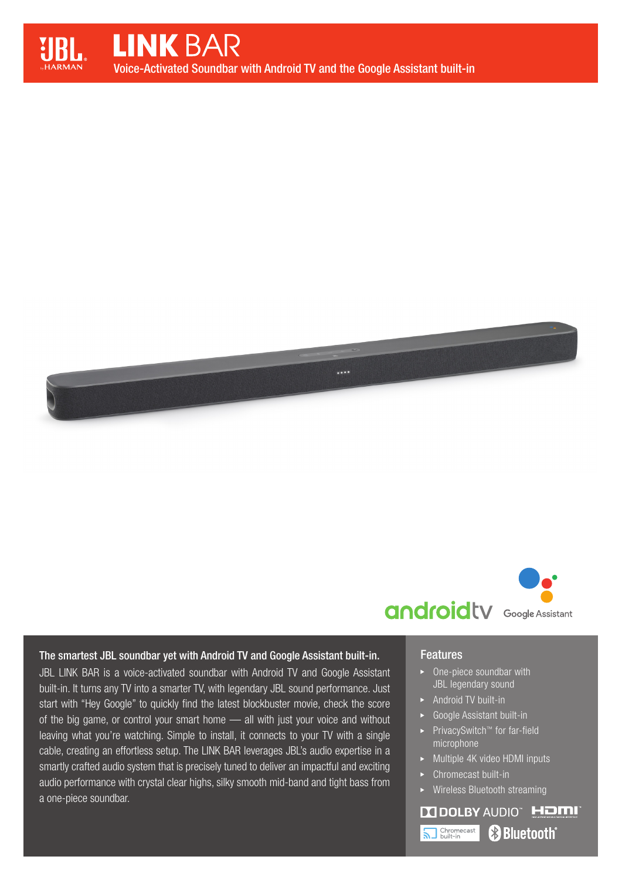# JBL LINK BAR

Voice-Activated Soundbar with Android TV and the Google Assistant built-in

androidtv Google Assistant

**The smartest JBL soundbar yet with Android TV and Google Assistant built-in.**

JBL LINK BAR is a voice-activated soundbar with Android TV and Google Assistant built-in. It turns any TV into a smarter TV, with legendary JBL sound performance. Just start with "Hey Google" to quickly find the latest blockbuster movie, check the score of the big game, or control your smart home — all with just your voice and without leaving what you're watching. Simple to install, it connects to your TV with a single cable, creating an effortless setup. The LINK BAR leverages JBL's audio expertise in a smartly crafted audio system that is precisely tuned to deliver an impactful and exciting audio performance with crystal clear highs, silky smooth mid-band and tight bass from a one-piece soundbar.

## Features

- One-piece soundbar with JBL legendary sound
- Android TV built-in
- Google Assistant built-in
- PrivacySwitch™ for far-field microphone
- Multiple 4K video HDMI inputs
- Chromecast built-in
- Wireless Bluetooth streaming

DOLBY AUDIO™ HDMI Chromecast built-in Bluetooth®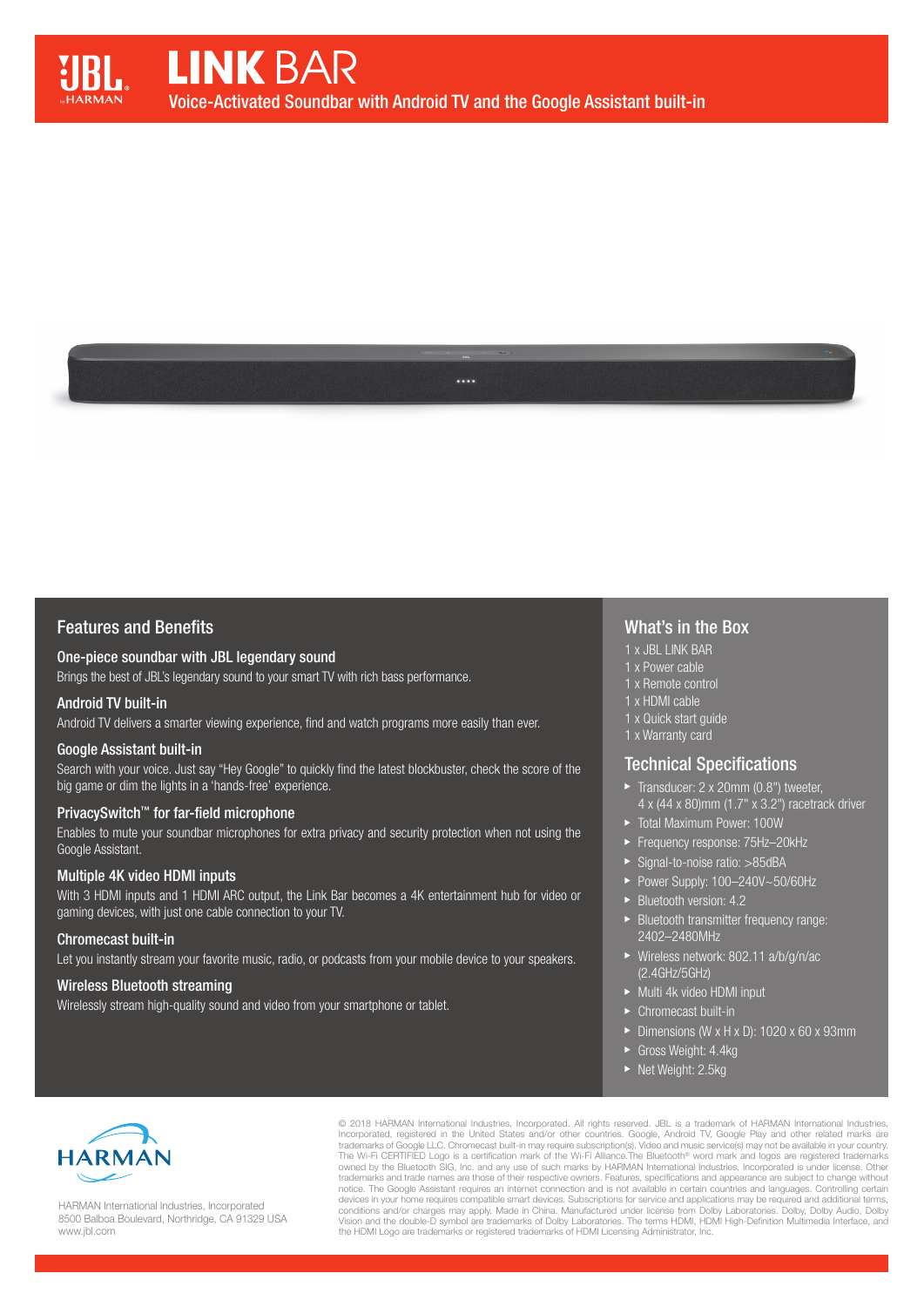# LINK BAR

Voice-Activated Soundbar with Android TV and the Google Assistant built-in

## Features and Benefits

### One-piece soundbar with JBL legendary sound

Brings the best of JBL's legendary sound to your smart TV with rich bass performance.

### Android TV built-in

Android TV delivers a smarter viewing experience, find and watch programs more easily than ever.

### Google Assistant built-in

Search with your voice. Just say "Hey Google" to quickly find the latest blockbuster, check the score of the big game or dim the lights in a 'hands-free' experience.

### PrivacySwitch™ for far-field microphone

Enables to mute your soundbar microphones for extra privacy and security protection when not using the Google Assistant.

### Multiple 4K video HDMI inputs

With 3 HDMI inputs and 1 HDMI ARC output, the Link Bar becomes a 4K entertainment hub for video or gaming devices, with just one cable connection to your TV.

### Chromecast built-in

Let you instantly stream your favorite music, radio, or podcasts from your mobile device to your speakers.

### Wireless Bluetooth streaming

Wirelessly stream high-quality sound and video from your smartphone or tablet.

## What's in the Box

1 x JBL LINK BAR
1 x Power cable
1 x Remote control
1 x HDMI cable
1 x Quick start guide
1 x Warranty card

## Technical Specifications

- Transducer: 2 x 20mm (0.8") tweeter, 4 x (44 x 80)mm (1.7" x 3.2") racetrack driver
- Total Maximum Power: 100W
- Frequency response: 75Hz–20kHz
- Signal-to-noise ratio: >85dBA
- Power Supply: 100–240V~50/60Hz
- Bluetooth version: 4.2
- Bluetooth transmitter frequency range: 2402–2480MHz
- Wireless network: 802.11 a/b/g/n/ac (2.4GHz/5GHz)
- Multi 4k video HDMI input
- Chromecast built-in
- Dimensions (W x H x D): 1020 x 60 x 93mm
- Gross Weight: 4.4kg
- Net Weight: 2.5kg

HARMAN International Industries, Incorporated
8500 Balboa Boulevard, Northridge, CA 91329 USA
www.jbl.com

© 2018 HARMAN International Industries, Incorporated. All rights reserved. JBL is a trademark of HARMAN International Industries, Incorporated, registered in the United States and/or other countries. Google, Android TV, Google Play and other related marks are trademarks of Google LLC. Chromecast built-in may require subscription(s). Video and music service(s) may not be available in your country. The Wi-Fi CERTIFIED Logo is a certification mark of the Wi-Fi Alliance.The Bluetooth® word mark and logos are registered trademarks owned by the Bluetooth SIG, Inc. and any use of such marks by HARMAN International Industries, Incorporated is under license. Other trademarks and trade names are those of their respective owners. Features, specifications and appearance are subject to change without notice. The Google Assistant requires an internet connection and is not available in certain countries and languages. Controlling certain devices in your home requires compatible smart devices. Subscriptions for service and applications may be required and additional terms, conditions and/or charges may apply. Made in China. Manufactured under license from Dolby Laboratories. Dolby, Dolby Audio, Dolby Vision and the double-D symbol are trademarks of Dolby Laboratories. The terms HDMI, HDMI High-Definition Multimedia Interface, and the HDMI Logo are trademarks or registered trademarks of HDMI Licensing Administrator, Inc.